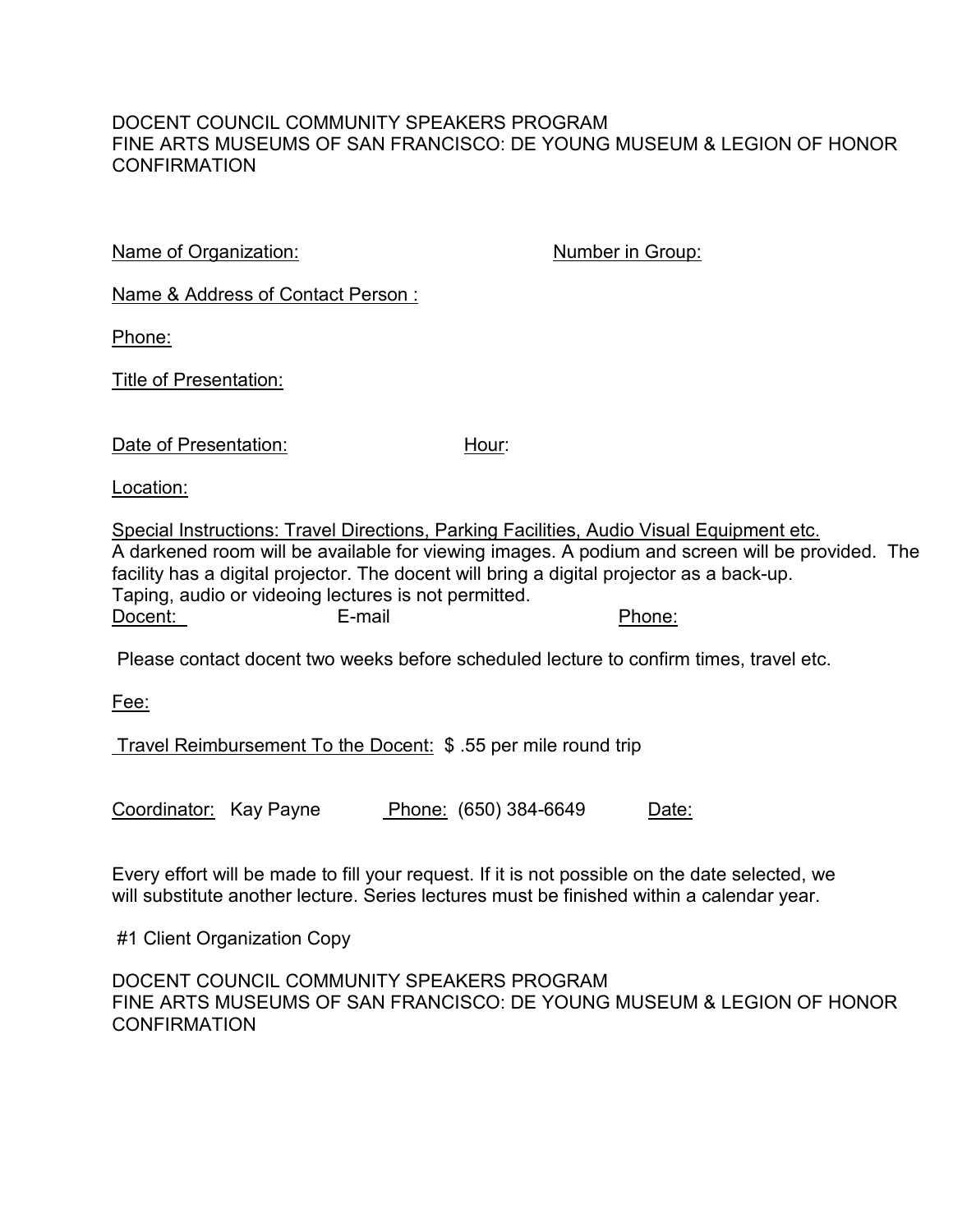DOCENT COUNCIL COMMUNITY SPEAKERS PROGRAM
FINE ARTS MUSEUMS OF SAN FRANCISCO: DE YOUNG MUSEUM & LEGION OF HONOR
CONFIRMATION

Name of Organization: Number in Group:

Name & Address of Contact Person :

Phone:

Title of Presentation:

Date of Presentation: Hour:

Location:

Special Instructions: Travel Directions, Parking Facilities, Audio Visual Equipment etc.
A darkened room will be available for viewing images. A podium and screen will be provided. The facility has a digital projector. The docent will bring a digital projector as a back-up.
Taping, audio or videoing lectures is not permitted.
Docent: E-mail Phone:

Please contact docent two weeks before scheduled lecture to confirm times, travel etc.

Fee:

Travel Reimbursement To the Docent: $ .55 per mile round trip

Coordinator: Kay Payne Phone: (650) 384-6649 Date:

Every effort will be made to fill your request. If it is not possible on the date selected, we will substitute another lecture. Series lectures must be finished within a calendar year.

#1 Client Organization Copy

DOCENT COUNCIL COMMUNITY SPEAKERS PROGRAM
FINE ARTS MUSEUMS OF SAN FRANCISCO: DE YOUNG MUSEUM & LEGION OF HONOR
CONFIRMATION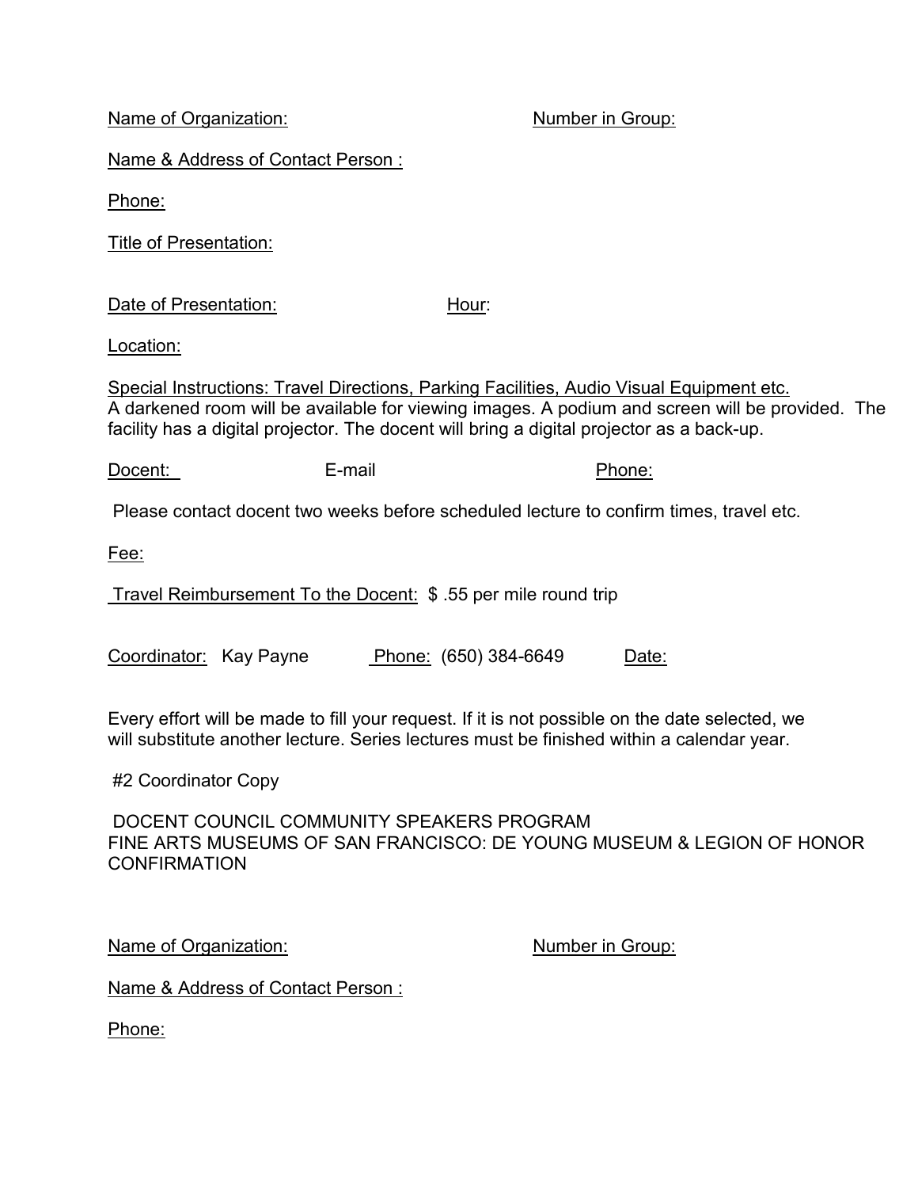Name of Organization: Number in Group:

Name & Address of Contact Person :

Phone:

Title of Presentation:

Date of Presentation: Hour:

Location:

Special Instructions: Travel Directions, Parking Facilities, Audio Visual Equipment etc.
A darkened room will be available for viewing images. A podium and screen will be provided. The facility has a digital projector. The docent will bring a digital projector as a back-up.

Docent: E-mail Phone:

Please contact docent two weeks before scheduled lecture to confirm times, travel etc.

Fee:

Travel Reimbursement To the Docent: $ .55 per mile round trip

Coordinator: Kay Payne Phone: (650) 384-6649 Date:

Every effort will be made to fill your request. If it is not possible on the date selected, we will substitute another lecture. Series lectures must be finished within a calendar year.

#2 Coordinator Copy

DOCENT COUNCIL COMMUNITY SPEAKERS PROGRAM
FINE ARTS MUSEUMS OF SAN FRANCISCO: DE YOUNG MUSEUM & LEGION OF HONOR
CONFIRMATION

Name of Organization: Number in Group:

Name & Address of Contact Person :

Phone: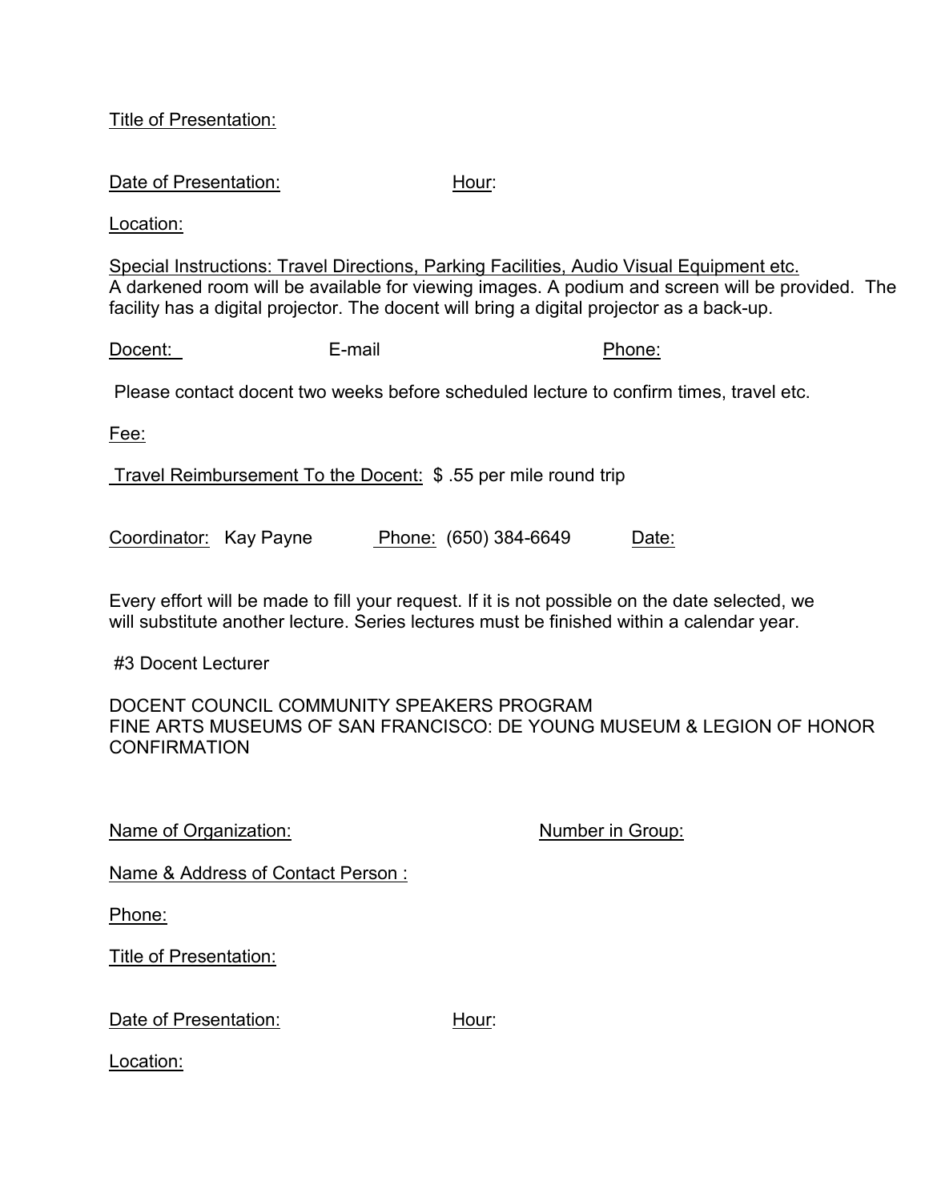Title of Presentation:

Date of Presentation: Hour:

Location:

Special Instructions: Travel Directions, Parking Facilities, Audio Visual Equipment etc.
A darkened room will be available for viewing images. A podium and screen will be provided. The facility has a digital projector. The docent will bring a digital projector as a back-up.

Docent: E-mail Phone:

Please contact docent two weeks before scheduled lecture to confirm times, travel etc.

Fee:

Travel Reimbursement To the Docent: $ .55 per mile round trip

Coordinator: Kay Payne Phone: (650) 384-6649 Date:

Every effort will be made to fill your request. If it is not possible on the date selected, we will substitute another lecture. Series lectures must be finished within a calendar year.

#3 Docent Lecturer

DOCENT COUNCIL COMMUNITY SPEAKERS PROGRAM
FINE ARTS MUSEUMS OF SAN FRANCISCO: DE YOUNG MUSEUM & LEGION OF HONOR
CONFIRMATION

Name of Organization: Number in Group:

Name & Address of Contact Person :

Phone:

Title of Presentation:

Date of Presentation: Hour:

Location: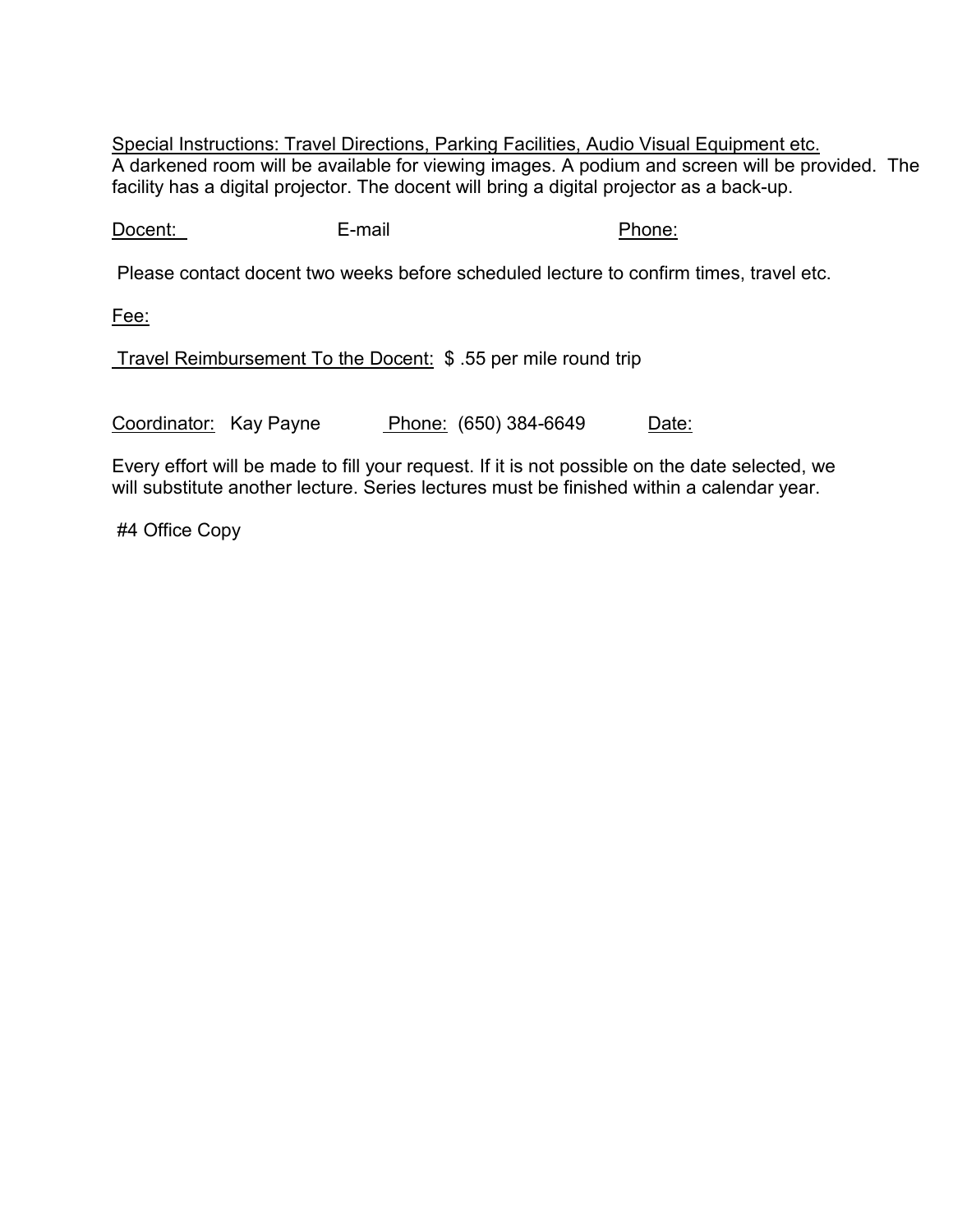Special Instructions: Travel Directions, Parking Facilities, Audio Visual Equipment etc.
A darkened room will be available for viewing images. A podium and screen will be provided. The facility has a digital projector. The docent will bring a digital projector as a back-up.

Docent: E-mail Phone:

Please contact docent two weeks before scheduled lecture to confirm times, travel etc.

Fee:

Travel Reimbursement To the Docent: $ .55 per mile round trip

Coordinator: Kay Payne Phone: (650) 384-6649 Date:

Every effort will be made to fill your request. If it is not possible on the date selected, we will substitute another lecture. Series lectures must be finished within a calendar year.

#4 Office Copy